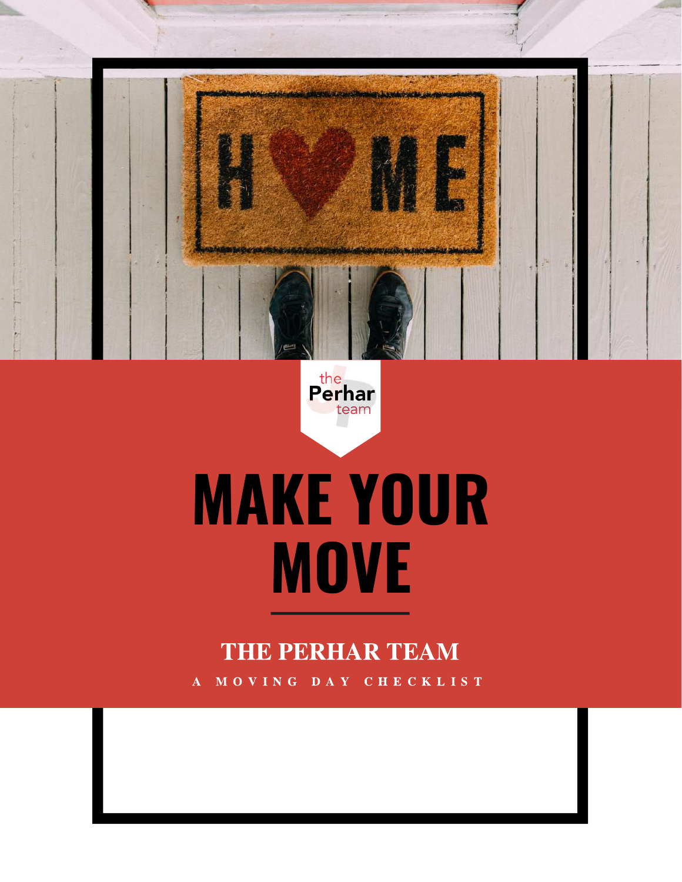# MAKE YOUR MOVE

## THE PERHAR TEAM

A MOVING DAY CHECKLIST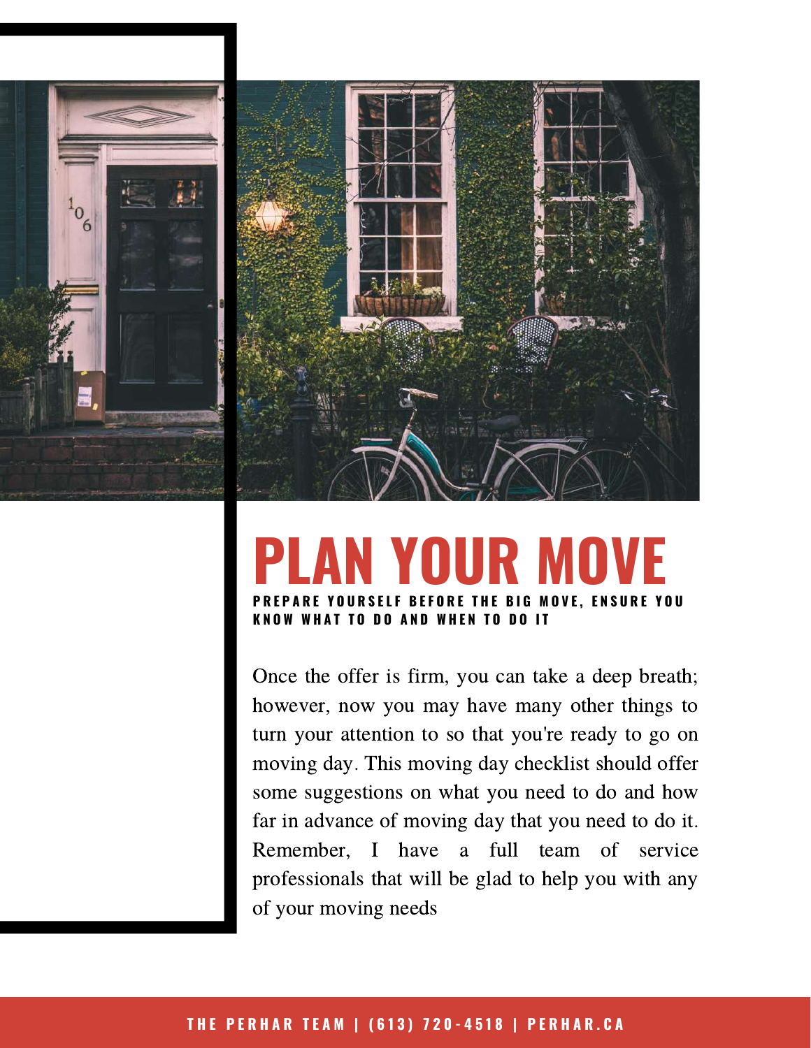# PLAN YOUR MOVE

**PREPARE YOURSELF BEFORE THE BIG MOVE, ENSURE YOU KNOW WHAT TO DO AND WHEN TO DO IT**

Once the offer is firm, you can take a deep breath; however, now you may have many other things to turn your attention to so that you're ready to go on moving day. This moving day checklist should offer some suggestions on what you need to do and how far in advance of moving day that you need to do it. Remember, I have a full team of service professionals that will be glad to help you with any of your moving needs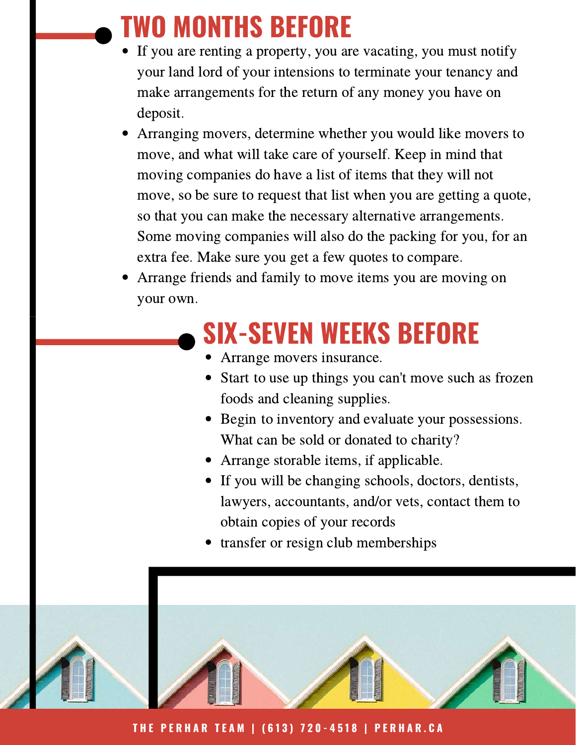## TWO MONTHS BEFORE

- If you are renting a property, you are vacating, you must notify your land lord of your intensions to terminate your tenancy and make arrangements for the return of any money you have on deposit.
- Arranging movers, determine whether you would like movers to move, and what will take care of yourself. Keep in mind that moving companies do have a list of items that they will not move, so be sure to request that list when you are getting a quote, so that you can make the necessary alternative arrangements. Some moving companies will also do the packing for you, for an extra fee. Make sure you get a few quotes to compare.
- Arrange friends and family to move items you are moving on your own.

## SIX-SEVEN WEEKS BEFORE

- Arrange movers insurance.
- Start to use up things you can't move such as frozen foods and cleaning supplies.
- Begin to inventory and evaluate your possessions. What can be sold or donated to charity?
- Arrange storable items, if applicable.
- If you will be changing schools, doctors, dentists, lawyers, accountants, and/or vets, contact them to obtain copies of your records
- transfer or resign club memberships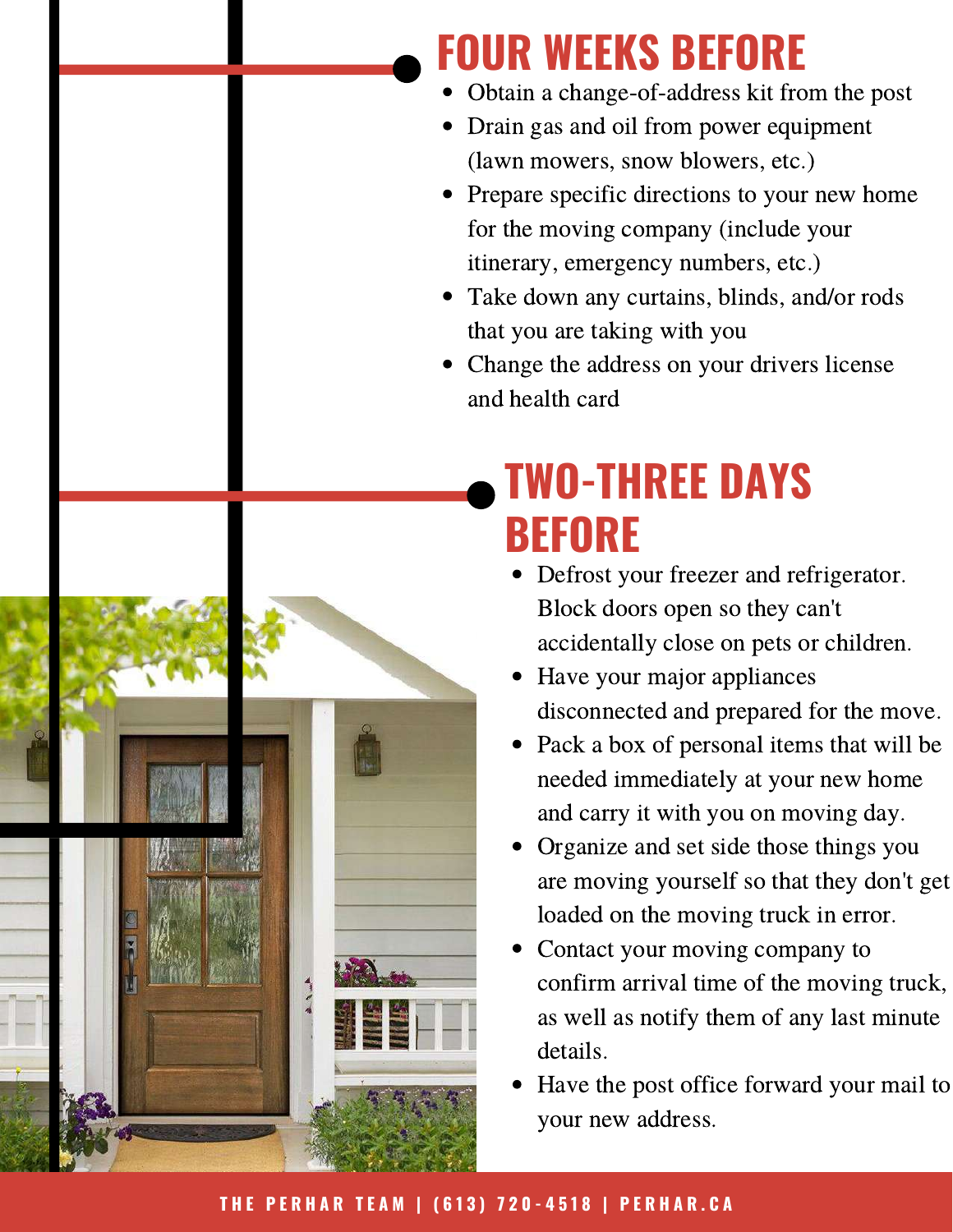## FOUR WEEKS BEFORE

- Obtain a change-of-address kit from the post
- Drain gas and oil from power equipment (lawn mowers, snow blowers, etc.)
- Prepare specific directions to your new home for the moving company (include your itinerary, emergency numbers, etc.)
- Take down any curtains, blinds, and/or rods that you are taking with you
- Change the address on your drivers license and health card

## TWO-THREE DAYS BEFORE

- Defrost your freezer and refrigerator. Block doors open so they can't accidentally close on pets or children.
- Have your major appliances disconnected and prepared for the move.
- Pack a box of personal items that will be needed immediately at your new home and carry it with you on moving day.
- Organize and set side those things you are moving yourself so that they don't get loaded on the moving truck in error.
- Contact your moving company to confirm arrival time of the moving truck, as well as notify them of any last minute details.
- Have the post office forward your mail to your new address.

THE PERHAR TEAM | (613) 720-4518 | PERHAR.CA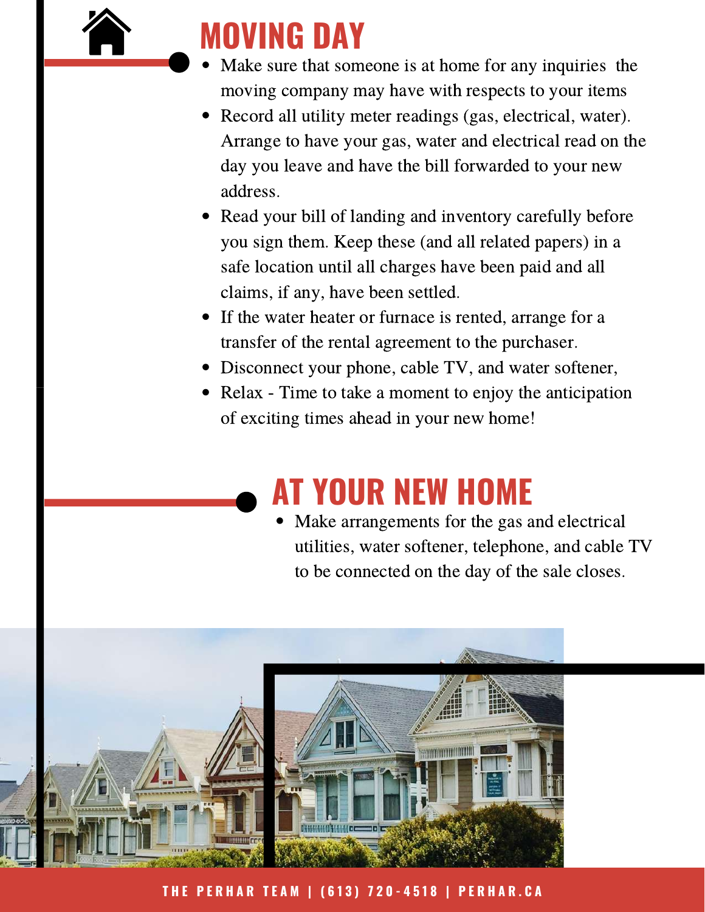# MOVING DAY

- Make sure that someone is at home for any inquiries  the moving company may have with respects to your items
- Record all utility meter readings (gas, electrical, water). Arrange to have your gas, water and electrical read on the day you leave and have the bill forwarded to your new address.
- Read your bill of landing and inventory carefully before you sign them. Keep these (and all related papers) in a safe location until all charges have been paid and all claims, if any, have been settled.
- If the water heater or furnace is rented, arrange for a transfer of the rental agreement to the purchaser.
- Disconnect your phone, cable TV, and water softener,
- Relax - Time to take a moment to enjoy the anticipation of exciting times ahead in your new home!

# AT YOUR NEW HOME

- Make arrangements for the gas and electrical utilities, water softener, telephone, and cable TV to be connected on the day of the sale closes.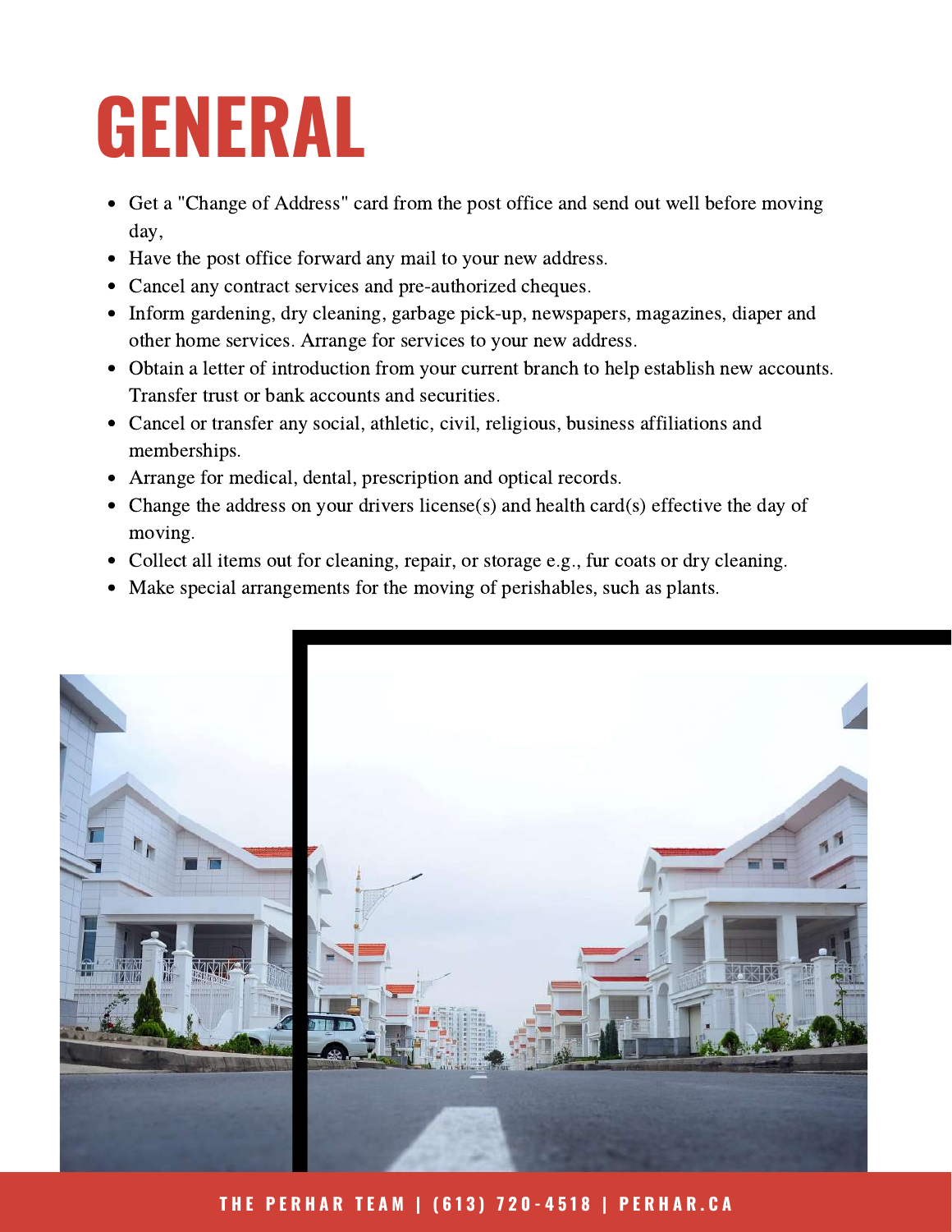# GENERAL

- Get a "Change of Address" card from the post office and send out well before moving day,
- Have the post office forward any mail to your new address.
- Cancel any contract services and pre-authorized cheques.
- Inform gardening, dry cleaning, garbage pick-up, newspapers, magazines, diaper and other home services. Arrange for services to your new address.
- Obtain a letter of introduction from your current branch to help establish new accounts. Transfer trust or bank accounts and securities.
- Cancel or transfer any social, athletic, civil, religious, business affiliations and memberships.
- Arrange for medical, dental, prescription and optical records.
- Change the address on your drivers license(s) and health card(s) effective the day of moving.
- Collect all items out for cleaning, repair, or storage e.g., fur coats or dry cleaning.
- Make special arrangements for the moving of perishables, such as plants.